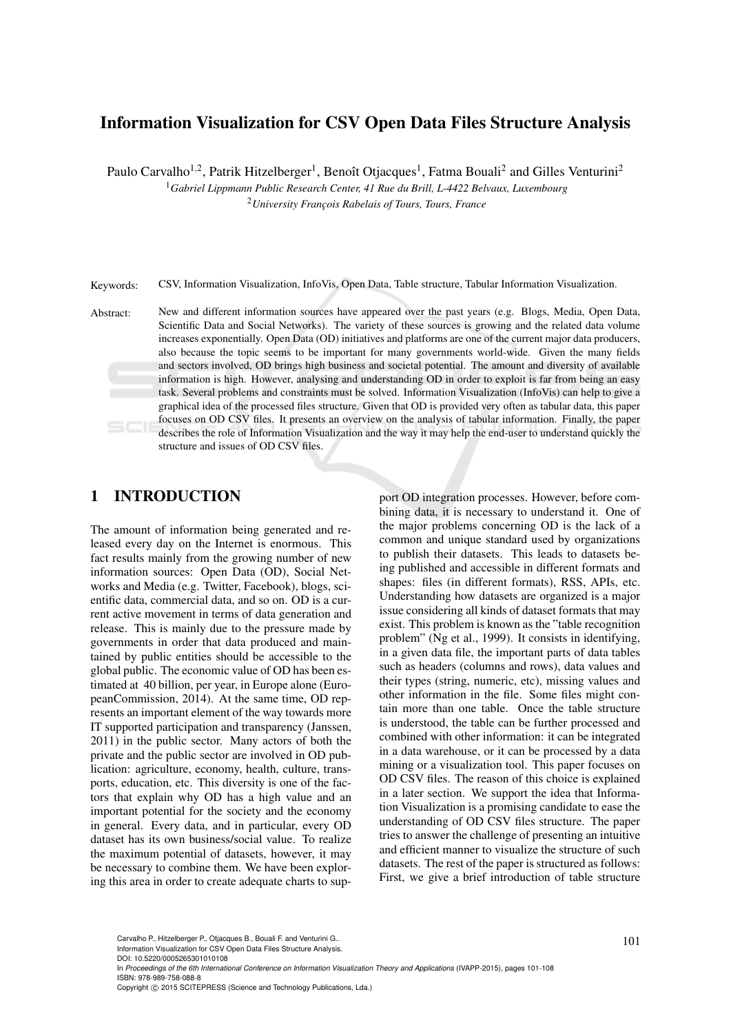# Information Visualization for CSV Open Data Files Structure Analysis

Paulo Carvalho[1,2], Patrik Hitzelberger[1], Benoît Otjacques[1], Fatma Bouali[2] and Gilles Venturini[2]

[1]*Gabriel Lippmann Public Research Center, 41 Rue du Brill, L-4422 Belvaux, Luxembourg*

[2]*University François Rabelais of Tours, Tours, France*

Keywords: CSV, Information Visualization, InfoVis, Open Data, Table structure, Tabular Information Visualization.

Abstract: New and different information sources have appeared over the past years (e.g. Blogs, Media, Open Data, Scientific Data and Social Networks). The variety of these sources is growing and the related data volume increases exponentially. Open Data (OD) initiatives and platforms are one of the current major data producers, also because the topic seems to be important for many governments world-wide. Given the many fields and sectors involved, OD brings high business and societal potential. The amount and diversity of available information is high. However, analysing and understanding OD in order to exploit is far from being an easy task. Several problems and constraints must be solved. Information Visualization (InfoVis) can help to give a graphical idea of the processed files structure. Given that OD is provided very often as tabular data, this paper focuses on OD CSV files. It presents an overview on the analysis of tabular information. Finally, the paper describes the role of Information Visualization and the way it may help the end-user to understand quickly the structure and issues of OD CSV files.

## 1 INTRODUCTION

The amount of information being generated and released every day on the Internet is enormous. This fact results mainly from the growing number of new information sources: Open Data (OD), Social Networks and Media (e.g. Twitter, Facebook), blogs, scientific data, commercial data, and so on. OD is a current active movement in terms of data generation and release. This is mainly due to the pressure made by governments in order that data produced and maintained by public entities should be accessible to the global public. The economic value of OD has been estimated at 40 billion, per year, in Europe alone (EuropeanCommission, 2014). At the same time, OD represents an important element of the way towards more IT supported participation and transparency (Janssen, 2011) in the public sector. Many actors of both the private and the public sector are involved in OD publication: agriculture, economy, health, culture, transports, education, etc. This diversity is one of the factors that explain why OD has a high value and an important potential for the society and the economy in general. Every data, and in particular, every OD dataset has its own business/social value. To realize the maximum potential of datasets, however, it may be necessary to combine them. We have been exploring this area in order to create adequate charts to support OD integration processes. However, before combining data, it is necessary to understand it. One of the major problems concerning OD is the lack of a common and unique standard used by organizations to publish their datasets. This leads to datasets being published and accessible in different formats and shapes: files (in different formats), RSS, APIs, etc. Understanding how datasets are organized is a major issue considering all kinds of dataset formats that may exist. This problem is known as the "table recognition problem" (Ng et al., 1999). It consists in identifying, in a given data file, the important parts of data tables such as headers (columns and rows), data values and their types (string, numeric, etc), missing values and other information in the file. Some files might contain more than one table. Once the table structure is understood, the table can be further processed and combined with other information: it can be integrated in a data warehouse, or it can be processed by a data mining or a visualization tool. This paper focuses on OD CSV files. The reason of this choice is explained in a later section. We support the idea that Information Visualization is a promising candidate to ease the understanding of OD CSV files structure. The paper tries to answer the challenge of presenting an intuitive and efficient manner to visualize the structure of such datasets. The rest of the paper is structured as follows: First, we give a brief introduction of table structure

Carvalho P., Hitzelberger P., Otjacques B., Bouali F. and Venturini G..  
Information Visualization for CSV Open Data Files Structure Analysis.  
DOI: 10.5220/0005265301010108  
In *Proceedings of the 6th International Conference on Information Visualization Theory and Applications* (IVAPP-2015), pages 101-108  
ISBN: 978-989-758-088-8  
Copyright © 2015 SCITEPRESS (Science and Technology Publications, Lda.)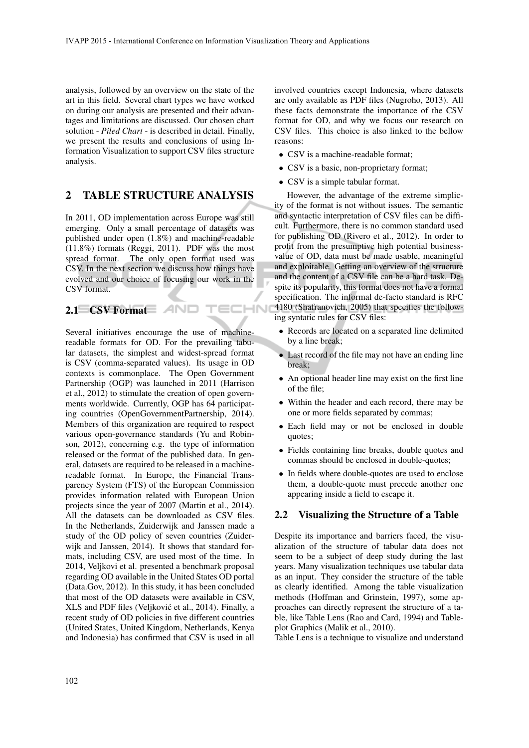analysis, followed by an overview on the state of the art in this field. Several chart types we have worked on during our analysis are presented and their advantages and limitations are discussed. Our chosen chart solution - *Piled Chart* - is described in detail. Finally, we present the results and conclusions of using Information Visualization to support CSV files structure analysis.

## 2 TABLE STRUCTURE ANALYSIS

In 2011, OD implementation across Europe was still emerging. Only a small percentage of datasets was published under open (1.8%) and machine-readable (11.8%) formats (Reggi, 2011). PDF was the most spread format. The only open format used was CSV. In the next section we discuss how things have evolved and our choice of focusing our work in the CSV format.

### 2.1 CSV Format

Several initiatives encourage the use of machine-readable formats for OD. For the prevailing tabular datasets, the simplest and widest-spread format is CSV (comma-separated values). Its usage in OD contexts is commonplace. The Open Government Partnership (OGP) was launched in 2011 (Harrison et al., 2012) to stimulate the creation of open governments worldwide. Currently, OGP has 64 participating countries (OpenGovernmentPartnership, 2014). Members of this organization are required to respect various open-governance standards (Yu and Robinson, 2012), concerning e.g. the type of information released or the format of the published data. In general, datasets are required to be released in a machine-readable format. In Europe, the Financial Transparency System (FTS) of the European Commission provides information related with European Union projects since the year of 2007 (Martin et al., 2014). All the datasets can be downloaded as CSV files. In the Netherlands, Zuiderwijk and Janssen made a study of the OD policy of seven countries (Zuiderwijk and Janssen, 2014). It shows that standard formats, including CSV, are used most of the time. In 2014, Veljkovi et al. presented a benchmark proposal regarding OD available in the United States OD portal (Data.Gov, 2012). In this study, it has been concluded that most of the OD datasets were available in CSV, XLS and PDF files (Veljković et al., 2014). Finally, a recent study of OD policies in five different countries (United States, United Kingdom, Netherlands, Kenya and Indonesia) has confirmed that CSV is used in all involved countries except Indonesia, where datasets are only available as PDF files (Nugroho, 2013). All these facts demonstrate the importance of the CSV format for OD, and why we focus our research on CSV files. This choice is also linked to the bellow reasons:

- CSV is a machine-readable format;
- CSV is a basic, non-proprietary format;
- CSV is a simple tabular format.

However, the advantage of the extreme simplicity of the format is not without issues. The semantic and syntactic interpretation of CSV files can be difficult. Furthermore, there is no common standard used for publishing OD (Rivero et al., 2012). In order to profit from the presumptive high potential business-value of OD, data must be made usable, meaningful and exploitable. Getting an overview of the structure and the content of a CSV file can be a hard task. Despite its popularity, this format does not have a formal specification. The informal de-facto standard is RFC 4180 (Shafranovich, 2005) that specifies the following syntatic rules for CSV files:

- Records are located on a separated line delimited by a line break;
- Last record of the file may not have an ending line break;
- An optional header line may exist on the first line of the file;
- Within the header and each record, there may be one or more fields separated by commas;
- Each field may or not be enclosed in double quotes;
- Fields containing line breaks, double quotes and commas should be enclosed in double-quotes;
- In fields where double-quotes are used to enclose them, a double-quote must precede another one appearing inside a field to escape it.

### 2.2 Visualizing the Structure of a Table

Despite its importance and barriers faced, the visualization of the structure of tabular data does not seem to be a subject of deep study during the last years. Many visualization techniques use tabular data as an input. They consider the structure of the table as clearly identified. Among the table visualization methods (Hoffman and Grinstein, 1997), some approaches can directly represent the structure of a table, like Table Lens (Rao and Card, 1994) and Tableplot Graphics (Malik et al., 2010).

Table Lens is a technique to visualize and understand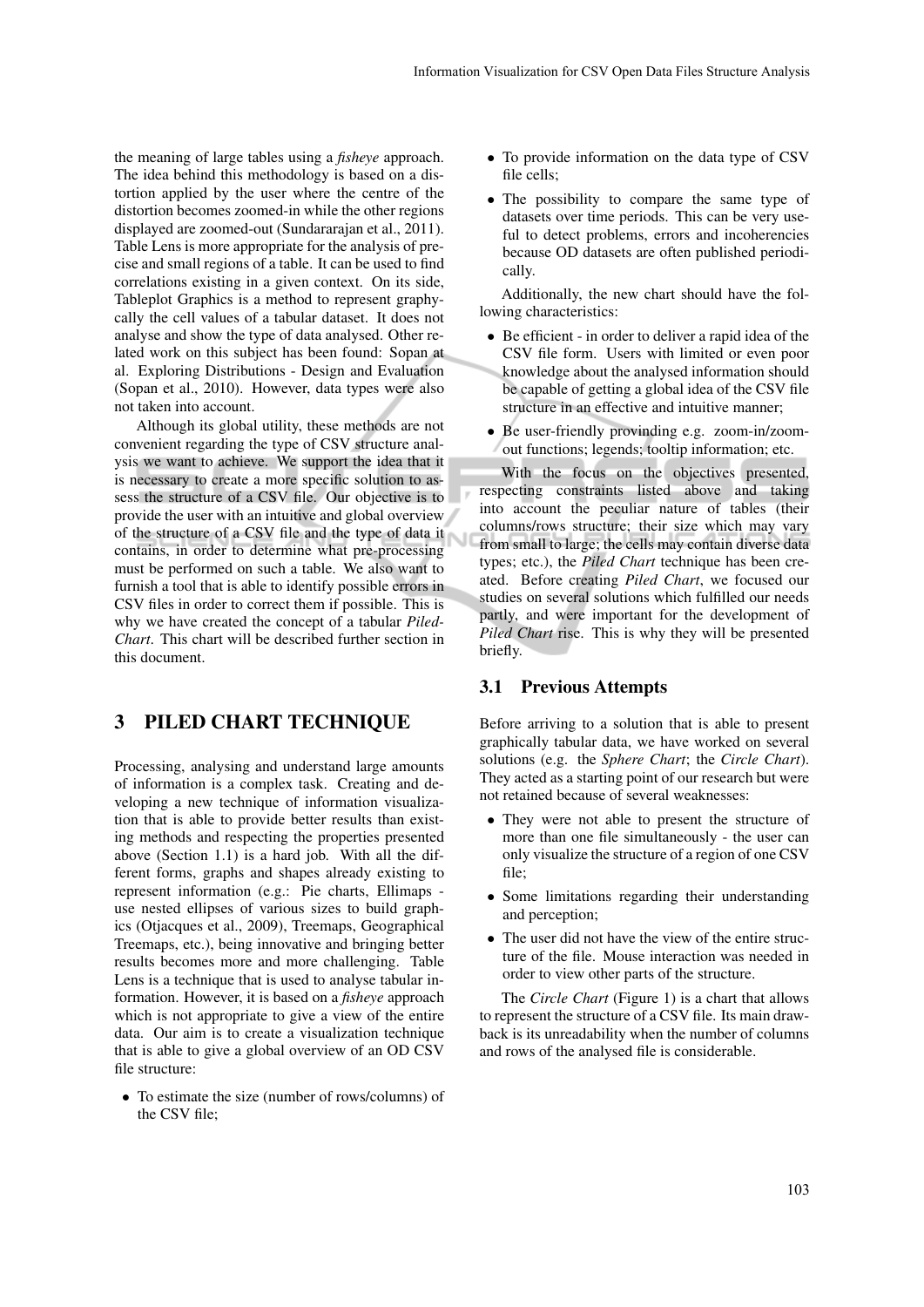the meaning of large tables using a *fisheye* approach. The idea behind this methodology is based on a distortion applied by the user where the centre of the distortion becomes zoomed-in while the other regions displayed are zoomed-out (Sundararajan et al., 2011). Table Lens is more appropriate for the analysis of precise and small regions of a table. It can be used to find correlations existing in a given context. On its side, Tableplot Graphics is a method to represent graphycally the cell values of a tabular dataset. It does not analyse and show the type of data analysed. Other related work on this subject has been found: Sopan at al. Exploring Distributions - Design and Evaluation (Sopan et al., 2010). However, data types were also not taken into account.

Although its global utility, these methods are not convenient regarding the type of CSV structure analysis we want to achieve. We support the idea that it is necessary to create a more specific solution to assess the structure of a CSV file. Our objective is to provide the user with an intuitive and global overview of the structure of a CSV file and the type of data it contains, in order to determine what pre-processing must be performed on such a table. We also want to furnish a tool that is able to identify possible errors in CSV files in order to correct them if possible. This is why we have created the concept of a tabular *Piled-Chart*. This chart will be described further section in this document.

## 3 PILED CHART TECHNIQUE

Processing, analysing and understand large amounts of information is a complex task. Creating and developing a new technique of information visualization that is able to provide better results than existing methods and respecting the properties presented above (Section 1.1) is a hard job. With all the different forms, graphs and shapes already existing to represent information (e.g.: Pie charts, Ellimaps - use nested ellipses of various sizes to build graphics (Otjacques et al., 2009), Treemaps, Geographical Treemaps, etc.), being innovative and bringing better results becomes more and more challenging. Table Lens is a technique that is used to analyse tabular information. However, it is based on a *fisheye* approach which is not appropriate to give a view of the entire data. Our aim is to create a visualization technique that is able to give a global overview of an OD CSV file structure:

- To estimate the size (number of rows/columns) of the CSV file;
- To provide information on the data type of CSV file cells;
- The possibility to compare the same type of datasets over time periods. This can be very useful to detect problems, errors and incoherencies because OD datasets are often published periodically.

Additionally, the new chart should have the following characteristics:

- Be efficient - in order to deliver a rapid idea of the CSV file form. Users with limited or even poor knowledge about the analysed information should be capable of getting a global idea of the CSV file structure in an effective and intuitive manner;
- Be user-friendly provinding e.g. zoom-in/zoom-out functions; legends; tooltip information; etc.

With the focus on the objectives presented, respecting constraints listed above and taking into account the peculiar nature of tables (their columns/rows structure; their size which may vary from small to large; the cells may contain diverse data types; etc.), the *Piled Chart* technique has been created. Before creating *Piled Chart*, we focused our studies on several solutions which fulfilled our needs partly, and were important for the development of *Piled Chart* rise. This is why they will be presented briefly.

### 3.1 Previous Attempts

Before arriving to a solution that is able to present graphically tabular data, we have worked on several solutions (e.g. the *Sphere Chart*; the *Circle Chart*). They acted as a starting point of our research but were not retained because of several weaknesses:

- They were not able to present the structure of more than one file simultaneously - the user can only visualize the structure of a region of one CSV file;
- Some limitations regarding their understanding and perception;
- The user did not have the view of the entire structure of the file. Mouse interaction was needed in order to view other parts of the structure.

The *Circle Chart* (Figure 1) is a chart that allows to represent the structure of a CSV file. Its main drawback is its unreadability when the number of columns and rows of the analysed file is considerable.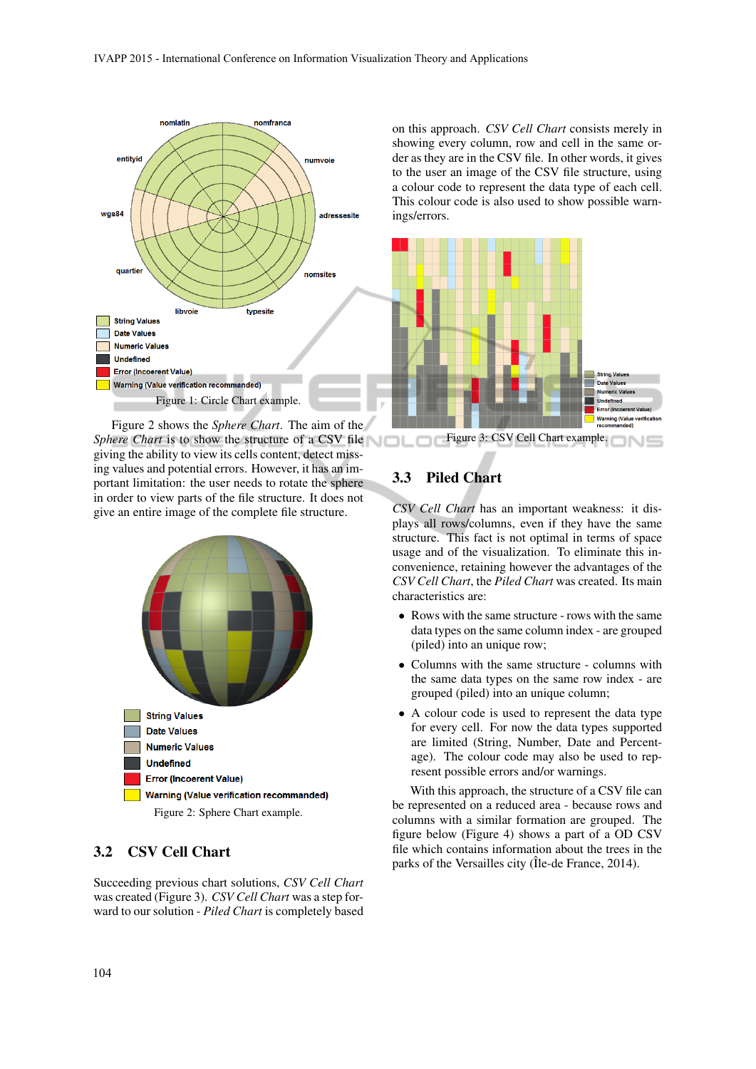String Values
Date Values
Numeric Values
Undefined
Error (Incoerent Value)
Warning (Value verification recommanded)

Figure 1: Circle Chart example.

Figure 2 shows the *Sphere Chart*. The aim of the *Sphere Chart* is to show the structure of a CSV file giving the ability to view its cells content, detect missing values and potential errors. However, it has an important limitation: the user needs to rotate the sphere in order to view parts of the file structure. It does not give an entire image of the complete file structure.

String Values
Date Values
Numeric Values
Undefined
Error (Incoerent Value)
Warning (Value verification recommanded)

Figure 2: Sphere Chart example.

### 3.2 CSV Cell Chart

Succeeding previous chart solutions, *CSV Cell Chart* was created (Figure 3). *CSV Cell Chart* was a step forward to our solution - *Piled Chart* is completely based on this approach. *CSV Cell Chart* consists merely in showing every column, row and cell in the same order as they are in the CSV file. In other words, it gives to the user an image of the CSV file structure, using a colour code to represent the data type of each cell. This colour code is also used to show possible warnings/errors.

Figure 3: CSV Cell Chart example.

### 3.3 Piled Chart

*CSV Cell Chart* has an important weakness: it displays all rows/columns, even if they have the same structure. This fact is not optimal in terms of space usage and of the visualization. To eliminate this inconvenience, retaining however the advantages of the *CSV Cell Chart*, the *Piled Chart* was created. Its main characteristics are:

- Rows with the same structure - rows with the same data types on the same column index - are grouped (piled) into an unique row;
- Columns with the same structure - columns with the same data types on the same row index - are grouped (piled) into an unique column;
- A colour code is used to represent the data type for every cell. For now the data types supported are limited (String, Number, Date and Percentage). The colour code may also be used to represent possible errors and/or warnings.

With this approach, the structure of a CSV file can be represented on a reduced area - because rows and columns with a similar formation are grouped. The figure below (Figure 4) shows a part of a OD CSV file which contains information about the trees in the parks of the Versailles city (Île-de France, 2014).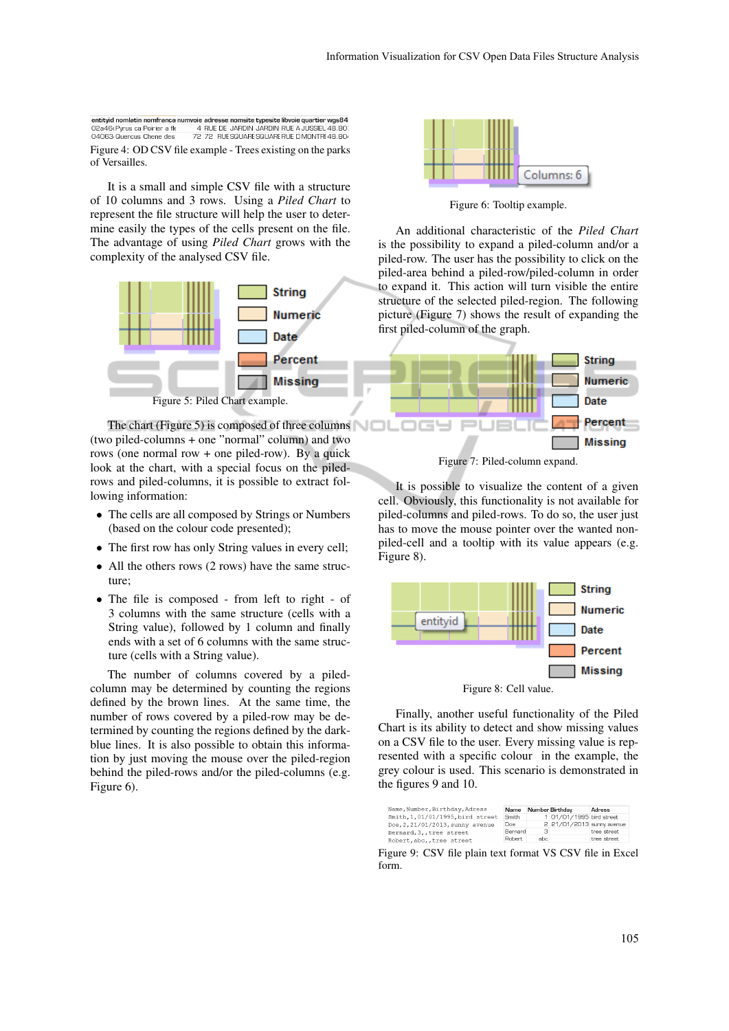Figure 4: OD CSV file example - Trees existing on the parks of Versailles.

It is a small and simple CSV file with a structure of 10 columns and 3 rows. Using a *Piled Chart* to represent the file structure will help the user to determine easily the types of the cells present on the file. The advantage of using *Piled Chart* grows with the complexity of the analysed CSV file.

Figure 5: Piled Chart example.

The chart (Figure 5) is composed of three columns (two piled-columns + one "normal" column) and two rows (one normal row + one piled-row). By a quick look at the chart, with a special focus on the piled-rows and piled-columns, it is possible to extract following information:

- The cells are all composed by Strings or Numbers (based on the colour code presented);
- The first row has only String values in every cell;
- All the others rows (2 rows) have the same structure;
- The file is composed - from left to right - of 3 columns with the same structure (cells with a String value), followed by 1 column and finally ends with a set of 6 columns with the same structure (cells with a String value).

The number of columns covered by a piled-column may be determined by counting the regions defined by the brown lines. At the same time, the number of rows covered by a piled-row may be determined by counting the regions defined by the dark-blue lines. It is also possible to obtain this information by just moving the mouse over the piled-region behind the piled-rows and/or the piled-columns (e.g. Figure 6).

Figure 6: Tooltip example.

An additional characteristic of the *Piled Chart* is the possibility to expand a piled-column and/or a piled-row. The user has the possibility to click on the piled-area behind a piled-row/piled-column in order to expand it. This action will turn visible the entire structure of the selected piled-region. The following picture (Figure 7) shows the result of expanding the first piled-column of the graph.

Figure 7: Piled-column expand.

It is possible to visualize the content of a given cell. Obviously, this functionality is not available for piled-columns and piled-rows. To do so, the user just has to move the mouse pointer over the wanted non-piled-cell and a tooltip with its value appears (e.g. Figure 8).

Figure 8: Cell value.

Finally, another useful functionality of the Piled Chart is its ability to detect and show missing values on a CSV file to the user. Every missing value is represented with a specific colour in the example, the grey colour is used. This scenario is demonstrated in the figures 9 and 10.

```
Name,Number,Birthday,Adress
Smith,1,01/01/1995,bird street
Doe,2,21/01/2013,sunny avenue
Bernard,3,,tree street
Robert,abc,,tree street
```

| Name | Number | Birthday | Adress |
|---|---|---|---|
| Smith | 1 | 01/01/1995 | bird street |
| Doe | 2 | 21/01/2013 | sunny avenue |
| Bernard | 3 | | tree street |
| Robert | abc | | tree street |

Figure 9: CSV file plain text format VS CSV file in Excel form.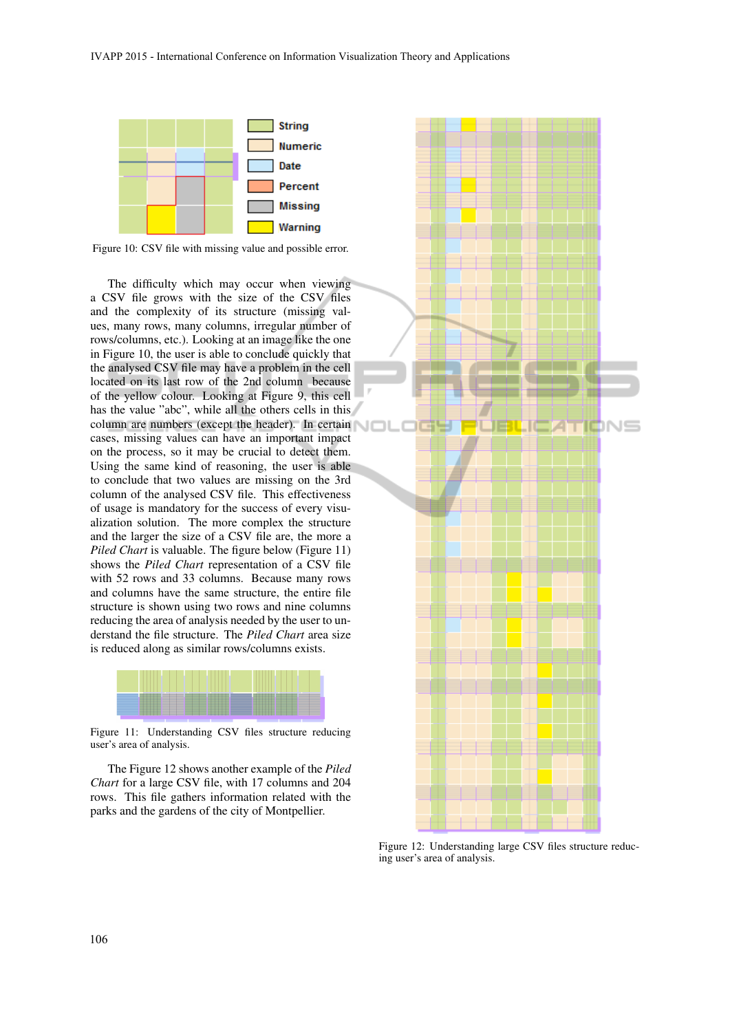Figure 10: CSV file with missing value and possible error.

The difficulty which may occur when viewing a CSV file grows with the size of the CSV files and the complexity of its structure (missing values, many rows, many columns, irregular number of rows/columns, etc.). Looking at an image like the one in Figure 10, the user is able to conclude quickly that the analysed CSV file may have a problem in the cell located on its last row of the 2nd column because of the yellow colour. Looking at Figure 9, this cell has the value "abc", while all the others cells in this column are numbers (except the header). In certain cases, missing values can have an important impact on the process, so it may be crucial to detect them. Using the same kind of reasoning, the user is able to conclude that two values are missing on the 3rd column of the analysed CSV file. This effectiveness of usage is mandatory for the success of every visualization solution. The more complex the structure and the larger the size of a CSV file are, the more a *Piled Chart* is valuable. The figure below (Figure 11) shows the *Piled Chart* representation of a CSV file with 52 rows and 33 columns. Because many rows and columns have the same structure, the entire file structure is shown using two rows and nine columns reducing the area of analysis needed by the user to understand the file structure. The *Piled Chart* area size is reduced along as similar rows/columns exists.

Figure 11: Understanding CSV files structure reducing user's area of analysis.

The Figure 12 shows another example of the *Piled Chart* for a large CSV file, with 17 columns and 204 rows. This file gathers information related with the parks and the gardens of the city of Montpellier.

Figure 12: Understanding large CSV files structure reducing user's area of analysis.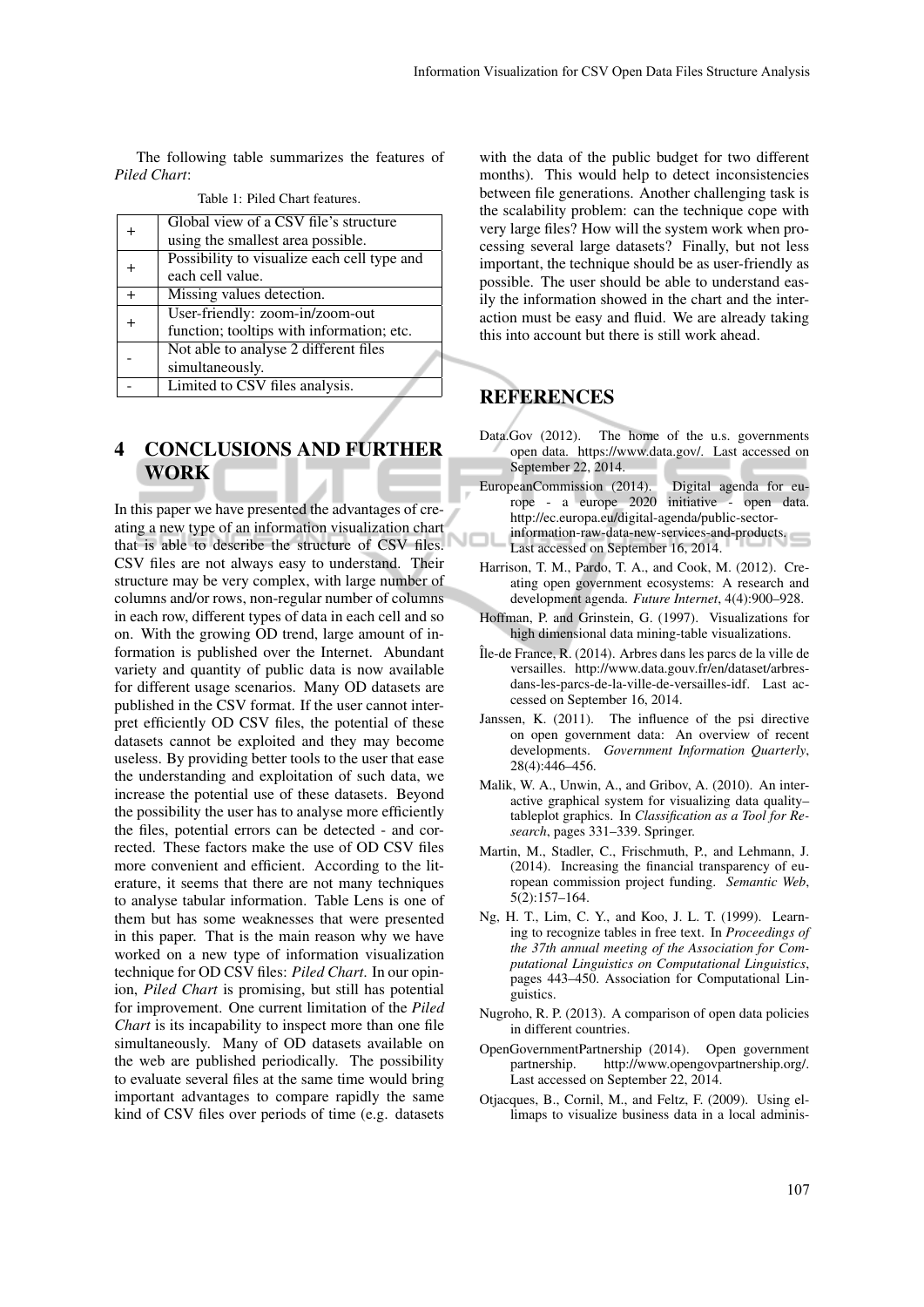The following table summarizes the features of *Piled Chart*:

Table 1: Piled Chart features.

| | |
|---|---|
| + | Global view of a CSV file's structure using the smallest area possible. |
| + | Possibility to visualize each cell type and each cell value. |
| + | Missing values detection. |
| + | User-friendly: zoom-in/zoom-out function; tooltips with information; etc. |
| - | Not able to analyse 2 different files simultaneously. |
| - | Limited to CSV files analysis. |

## 4 CONCLUSIONS AND FURTHER WORK

In this paper we have presented the advantages of creating a new type of an information visualization chart that is able to describe the structure of CSV files. CSV files are not always easy to understand. Their structure may be very complex, with large number of columns and/or rows, non-regular number of columns in each row, different types of data in each cell and so on. With the growing OD trend, large amount of information is published over the Internet. Abundant variety and quantity of public data is now available for different usage scenarios. Many OD datasets are published in the CSV format. If the user cannot interpret efficiently OD CSV files, the potential of these datasets cannot be exploited and they may become useless. By providing better tools to the user that ease the understanding and exploitation of such data, we increase the potential use of these datasets. Beyond the possibility the user has to analyse more efficiently the files, potential errors can be detected - and corrected. These factors make the use of OD CSV files more convenient and efficient. According to the literature, it seems that there are not many techniques to analyse tabular information. Table Lens is one of them but has some weaknesses that were presented in this paper. That is the main reason why we have worked on a new type of information visualization technique for OD CSV files: *Piled Chart*. In our opinion, *Piled Chart* is promising, but still has potential for improvement. One current limitation of the *Piled Chart* is its incapability to inspect more than one file simultaneously. Many of OD datasets available on the web are published periodically. The possibility to evaluate several files at the same time would bring important advantages to compare rapidly the same kind of CSV files over periods of time (e.g. datasets with the data of the public budget for two different months). This would help to detect inconsistencies between file generations. Another challenging task is the scalability problem: can the technique cope with very large files? How will the system work when processing several large datasets? Finally, but not less important, the technique should be as user-friendly as possible. The user should be able to understand easily the information showed in the chart and the interaction must be easy and fluid. We are already taking this into account but there is still work ahead.

## REFERENCES

Data.Gov (2012). The home of the u.s. governments open data. https://www.data.gov/. Last accessed on September 22, 2014.

EuropeanCommission (2014). Digital agenda for europe - a europe 2020 initiative - open data. http://ec.europa.eu/digital-agenda/public-sector-information-raw-data-new-services-and-products. Last accessed on September 16, 2014.

Harrison, T. M., Pardo, T. A., and Cook, M. (2012). Creating open government ecosystems: A research and development agenda. *Future Internet*, 4(4):900–928.

Hoffman, P. and Grinstein, G. (1997). Visualizations for high dimensional data mining-table visualizations.

Île-de France, R. (2014). Arbres dans les parcs de la ville de versailles. http://www.data.gouv.fr/en/dataset/arbres-dans-les-parcs-de-la-ville-de-versailles-idf. Last accessed on September 16, 2014.

Janssen, K. (2011). The influence of the psi directive on open government data: An overview of recent developments. *Government Information Quarterly*, 28(4):446–456.

Malik, W. A., Unwin, A., and Gribov, A. (2010). An interactive graphical system for visualizing data quality–tableplot graphics. In *Classification as a Tool for Research*, pages 331–339. Springer.

Martin, M., Stadler, C., Frischmuth, P., and Lehmann, J. (2014). Increasing the financial transparency of european commission project funding. *Semantic Web*, 5(2):157–164.

Ng, H. T., Lim, C. Y., and Koo, J. L. T. (1999). Learning to recognize tables in free text. In *Proceedings of the 37th annual meeting of the Association for Computational Linguistics on Computational Linguistics*, pages 443–450. Association for Computational Linguistics.

Nugroho, R. P. (2013). A comparison of open data policies in different countries.

OpenGovernmentPartnership (2014). Open government partnership. http://www.opengovpartnership.org/. Last accessed on September 22, 2014.

Otjacques, B., Cornil, M., and Feltz, F. (2009). Using ellimaps to visualize business data in a local adminis-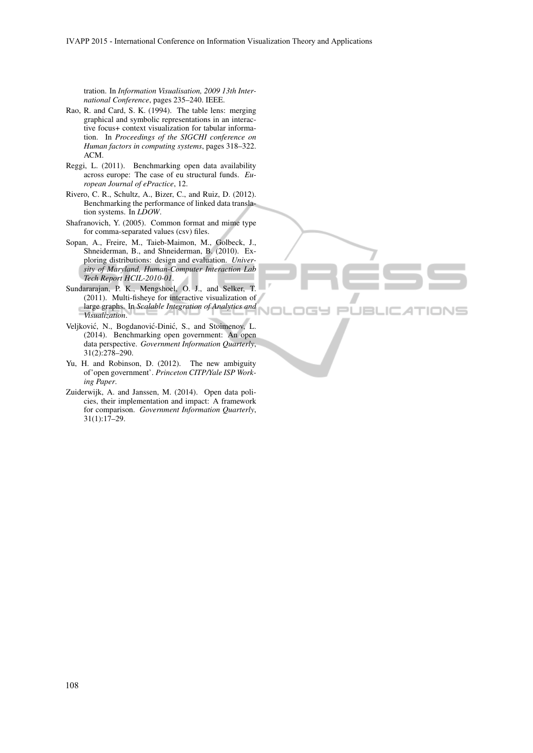tration. In *Information Visualisation, 2009 13th International Conference*, pages 235–240. IEEE.

Rao, R. and Card, S. K. (1994). The table lens: merging graphical and symbolic representations in an interactive focus+ context visualization for tabular information. In *Proceedings of the SIGCHI conference on Human factors in computing systems*, pages 318–322. ACM.

Reggi, L. (2011). Benchmarking open data availability across europe: The case of eu structural funds. *European Journal of ePractice*, 12.

Rivero, C. R., Schultz, A., Bizer, C., and Ruiz, D. (2012). Benchmarking the performance of linked data translation systems. In *LDOW*.

Shafranovich, Y. (2005). Common format and mime type for comma-separated values (csv) files.

Sopan, A., Freire, M., Taieb-Maimon, M., Golbeck, J., Shneiderman, B., and Shneiderman, B. (2010). Exploring distributions: design and evaluation. *University of Maryland, Human-Computer Interaction Lab Tech Report HCIL-2010-01*.

Sundararajan, P. K., Mengshoel, O. J., and Selker, T. (2011). Multi-fisheye for interactive visualization of large graphs. In *Scalable Integration of Analytics and Visualization*.

Veljković, N., Bogdanović-Dinić, S., and Stoimenov, L. (2014). Benchmarking open government: An open data perspective. *Government Information Quarterly*, 31(2):278–290.

Yu, H. and Robinson, D. (2012). The new ambiguity of 'open government'. *Princeton CITP/Yale ISP Working Paper*.

Zuiderwijk, A. and Janssen, M. (2014). Open data policies, their implementation and impact: A framework for comparison. *Government Information Quarterly*, 31(1):17–29.